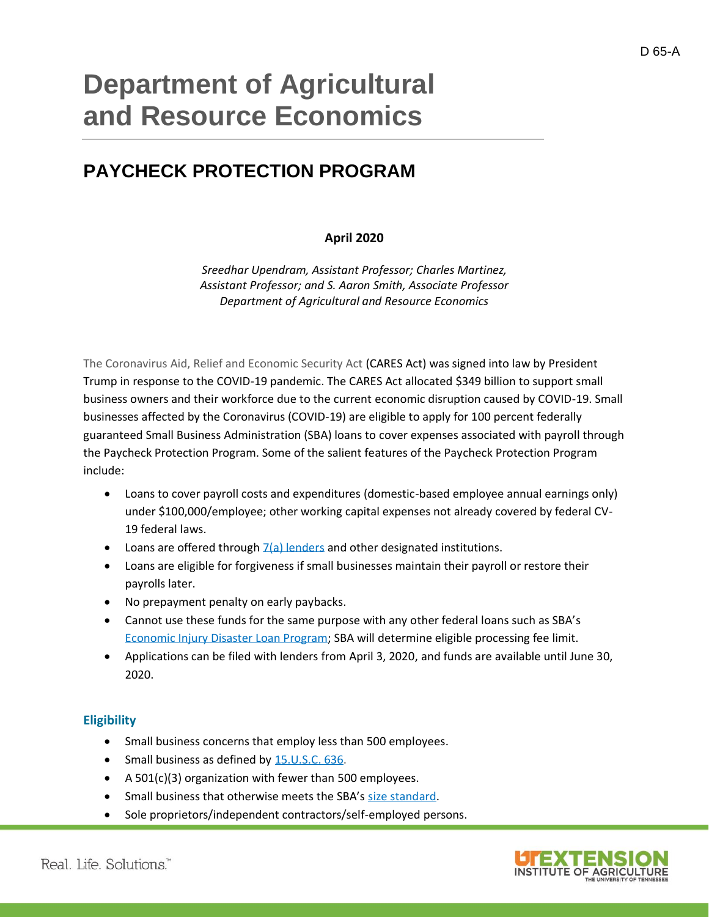# Department of Agricultural and Resource Economics

## PAYCHECK PROTECTION PROGRAM

**April 2020**

*Sreedhar Upendram, Assistant Professor; Charles Martinez, Assistant Professor; and S. Aaron Smith, Associate Professor*
*Department of Agricultural and Resource Economics*

The Coronavirus Aid, Relief and Economic Security Act (CARES Act) was signed into law by President Trump in response to the COVID-19 pandemic. The CARES Act allocated $349 billion to support small business owners and their workforce due to the current economic disruption caused by COVID-19. Small businesses affected by the Coronavirus (COVID-19) are eligible to apply for 100 percent federally guaranteed Small Business Administration (SBA) loans to cover expenses associated with payroll through the Paycheck Protection Program. Some of the salient features of the Paycheck Protection Program include:

- Loans to cover payroll costs and expenditures (domestic-based employee annual earnings only) under $100,000/employee; other working capital expenses not already covered by federal CV-19 federal laws.
- Loans are offered through 7(a) lenders and other designated institutions.
- Loans are eligible for forgiveness if small businesses maintain their payroll or restore their payrolls later.
- No prepayment penalty on early paybacks.
- Cannot use these funds for the same purpose with any other federal loans such as SBA's Economic Injury Disaster Loan Program; SBA will determine eligible processing fee limit.
- Applications can be filed with lenders from April 3, 2020, and funds are available until June 30, 2020.

### Eligibility

- Small business concerns that employ less than 500 employees.
- Small business as defined by 15.U.S.C. 636.
- A 501(c)(3) organization with fewer than 500 employees.
- Small business that otherwise meets the SBA's size standard.
- Sole proprietors/independent contractors/self-employed persons.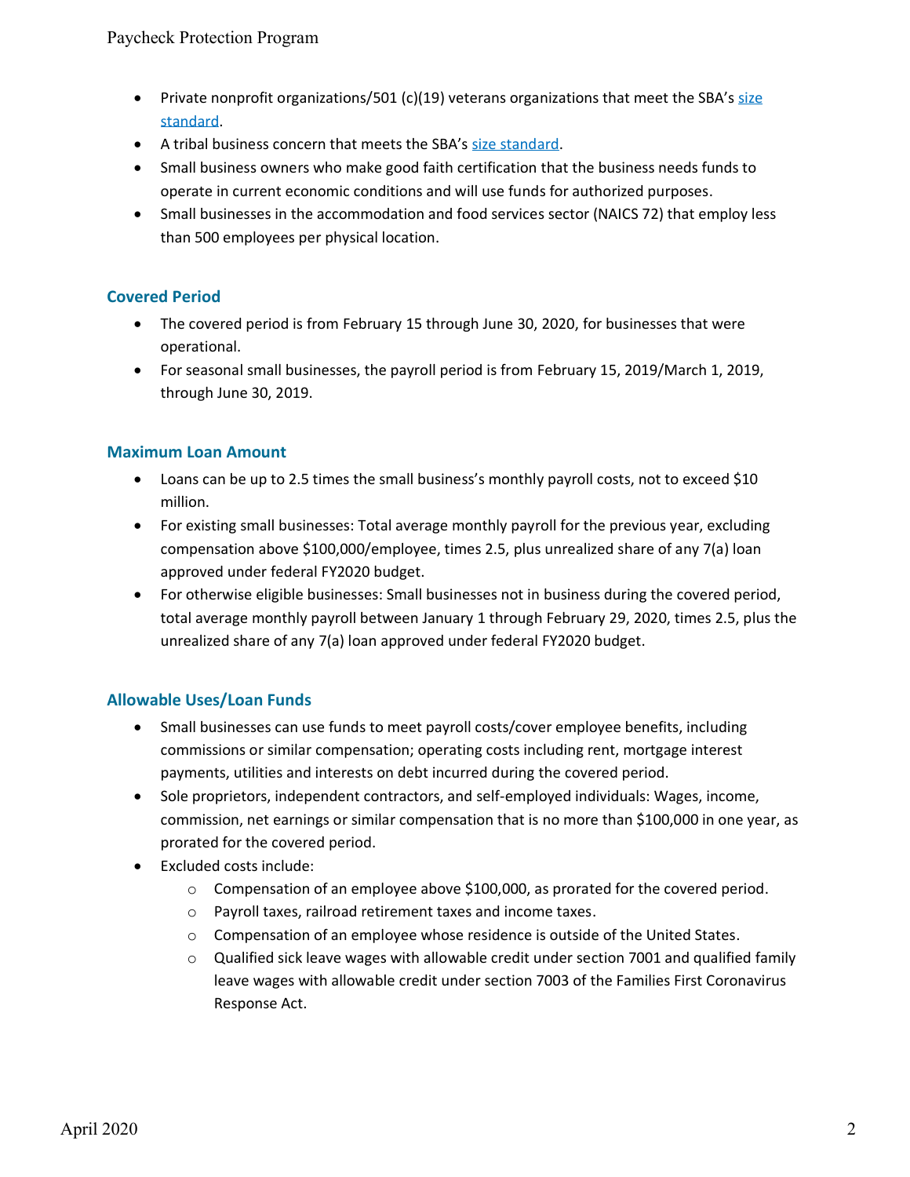- Private nonprofit organizations/501 (c)(19) veterans organizations that meet the SBA's size standard.
- A tribal business concern that meets the SBA's size standard.
- Small business owners who make good faith certification that the business needs funds to operate in current economic conditions and will use funds for authorized purposes.
- Small businesses in the accommodation and food services sector (NAICS 72) that employ less than 500 employees per physical location.

## Covered Period

- The covered period is from February 15 through June 30, 2020, for businesses that were operational.
- For seasonal small businesses, the payroll period is from February 15, 2019/March 1, 2019, through June 30, 2019.

## Maximum Loan Amount

- Loans can be up to 2.5 times the small business's monthly payroll costs, not to exceed $10 million.
- For existing small businesses: Total average monthly payroll for the previous year, excluding compensation above $100,000/employee, times 2.5, plus unrealized share of any 7(a) loan approved under federal FY2020 budget.
- For otherwise eligible businesses: Small businesses not in business during the covered period, total average monthly payroll between January 1 through February 29, 2020, times 2.5, plus the unrealized share of any 7(a) loan approved under federal FY2020 budget.

## Allowable Uses/Loan Funds

- Small businesses can use funds to meet payroll costs/cover employee benefits, including commissions or similar compensation; operating costs including rent, mortgage interest payments, utilities and interests on debt incurred during the covered period.
- Sole proprietors, independent contractors, and self-employed individuals: Wages, income, commission, net earnings or similar compensation that is no more than $100,000 in one year, as prorated for the covered period.
- Excluded costs include:
  - Compensation of an employee above $100,000, as prorated for the covered period.
  - Payroll taxes, railroad retirement taxes and income taxes.
  - Compensation of an employee whose residence is outside of the United States.
  - Qualified sick leave wages with allowable credit under section 7001 and qualified family leave wages with allowable credit under section 7003 of the Families First Coronavirus Response Act.

April 2020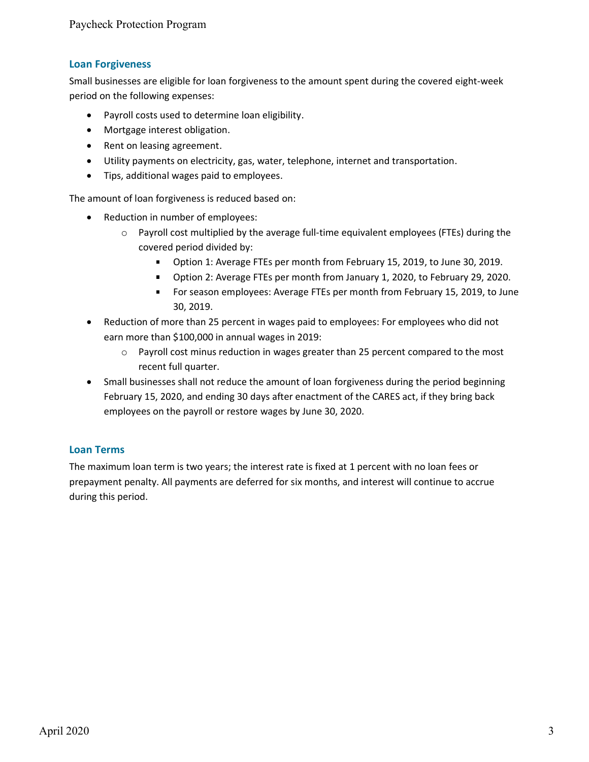## Loan Forgiveness

Small businesses are eligible for loan forgiveness to the amount spent during the covered eight-week period on the following expenses:

- Payroll costs used to determine loan eligibility.
- Mortgage interest obligation.
- Rent on leasing agreement.
- Utility payments on electricity, gas, water, telephone, internet and transportation.
- Tips, additional wages paid to employees.

The amount of loan forgiveness is reduced based on:

- Reduction in number of employees:
  - Payroll cost multiplied by the average full-time equivalent employees (FTEs) during the covered period divided by:
    - Option 1: Average FTEs per month from February 15, 2019, to June 30, 2019.
    - Option 2: Average FTEs per month from January 1, 2020, to February 29, 2020.
    - For season employees: Average FTEs per month from February 15, 2019, to June 30, 2019.
- Reduction of more than 25 percent in wages paid to employees: For employees who did not earn more than $100,000 in annual wages in 2019:
  - Payroll cost minus reduction in wages greater than 25 percent compared to the most recent full quarter.
- Small businesses shall not reduce the amount of loan forgiveness during the period beginning February 15, 2020, and ending 30 days after enactment of the CARES act, if they bring back employees on the payroll or restore wages by June 30, 2020.

## Loan Terms

The maximum loan term is two years; the interest rate is fixed at 1 percent with no loan fees or prepayment penalty. All payments are deferred for six months, and interest will continue to accrue during this period.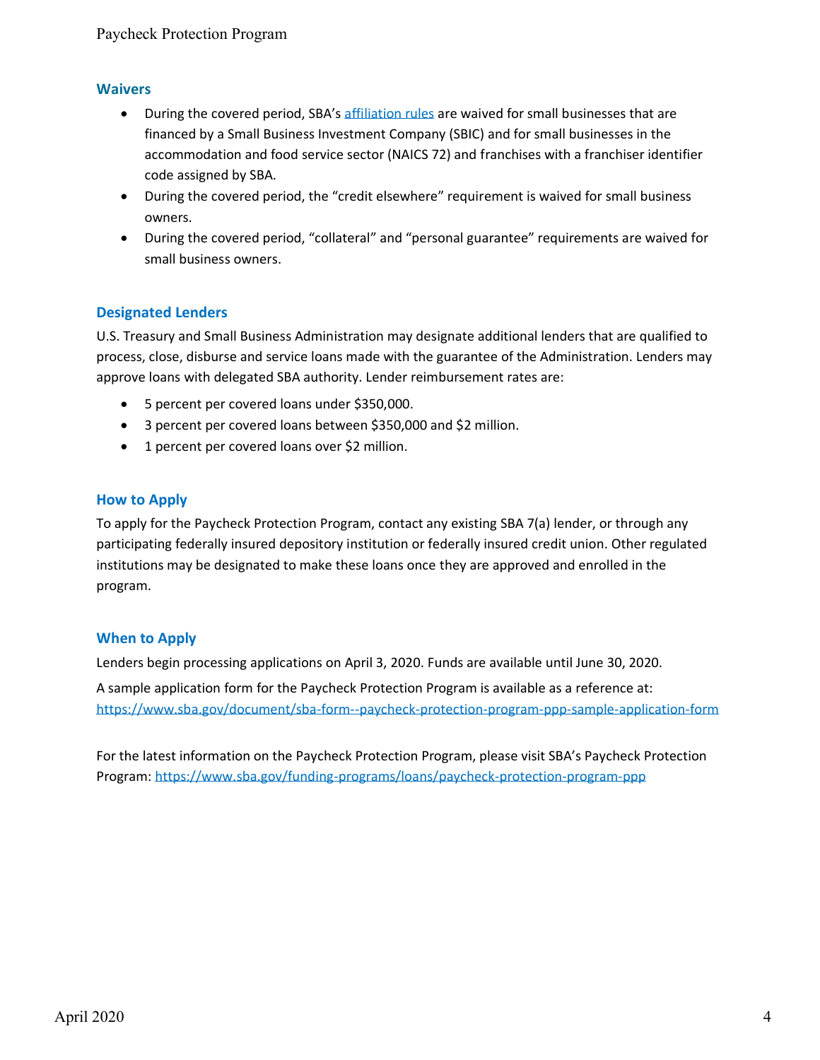## Waivers

- During the covered period, SBA's [affiliation rules]() are waived for small businesses that are financed by a Small Business Investment Company (SBIC) and for small businesses in the accommodation and food service sector (NAICS 72) and franchises with a franchiser identifier code assigned by SBA.
- During the covered period, the "credit elsewhere" requirement is waived for small business owners.
- During the covered period, "collateral" and "personal guarantee" requirements are waived for small business owners.

## Designated Lenders

U.S. Treasury and Small Business Administration may designate additional lenders that are qualified to process, close, disburse and service loans made with the guarantee of the Administration. Lenders may approve loans with delegated SBA authority. Lender reimbursement rates are:

- 5 percent per covered loans under $350,000.
- 3 percent per covered loans between $350,000 and $2 million.
- 1 percent per covered loans over $2 million.

## How to Apply

To apply for the Paycheck Protection Program, contact any existing SBA 7(a) lender, or through any participating federally insured depository institution or federally insured credit union. Other regulated institutions may be designated to make these loans once they are approved and enrolled in the program.

## When to Apply

Lenders begin processing applications on April 3, 2020. Funds are available until June 30, 2020.

A sample application form for the Paycheck Protection Program is available as a reference at: https://www.sba.gov/document/sba-form--paycheck-protection-program-ppp-sample-application-form

For the latest information on the Paycheck Protection Program, please visit SBA's Paycheck Protection Program: https://www.sba.gov/funding-programs/loans/paycheck-protection-program-ppp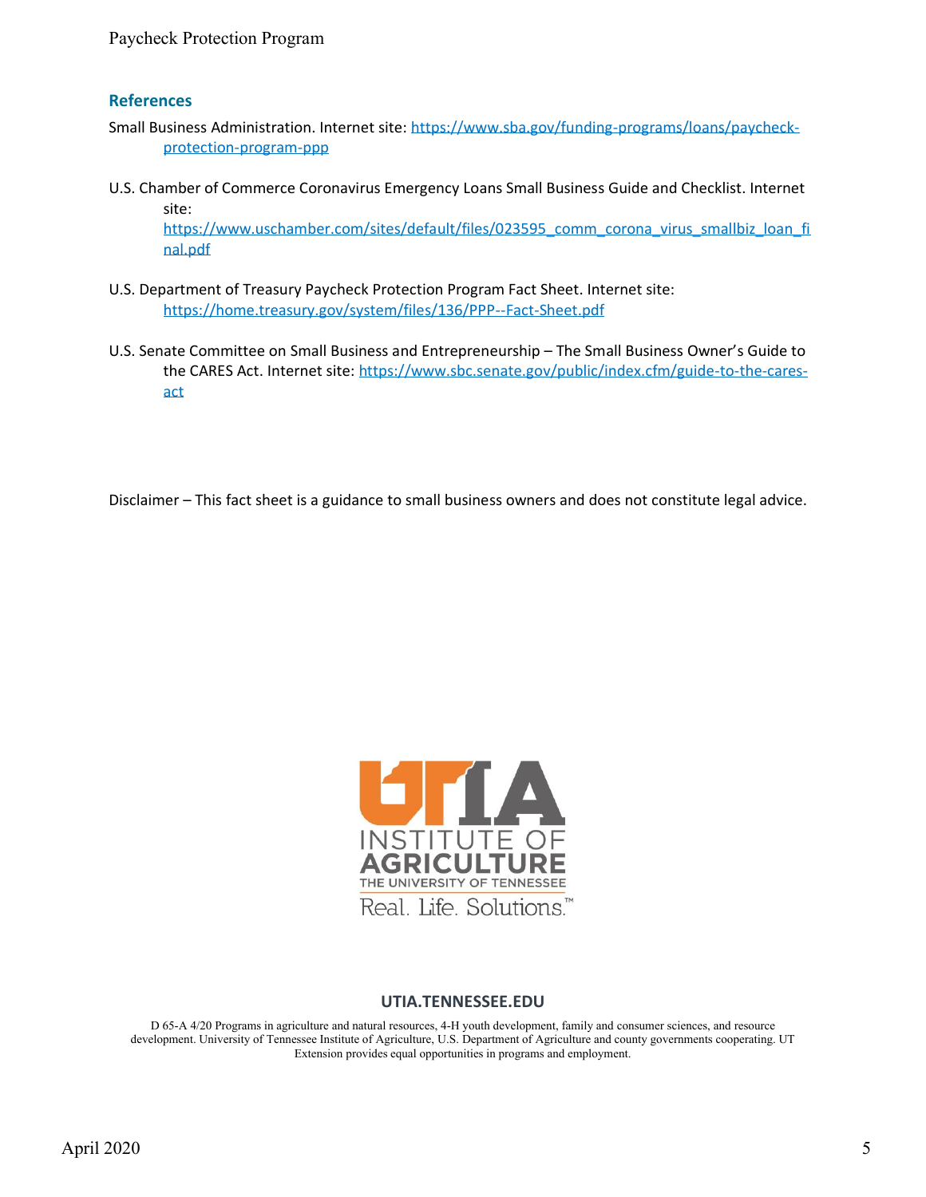## References

Small Business Administration. Internet site: https://www.sba.gov/funding-programs/loans/paycheck-protection-program-ppp

U.S. Chamber of Commerce Coronavirus Emergency Loans Small Business Guide and Checklist. Internet site: https://www.uschamber.com/sites/default/files/023595_comm_corona_virus_smallbiz_loan_final.pdf

U.S. Department of Treasury Paycheck Protection Program Fact Sheet. Internet site: https://home.treasury.gov/system/files/136/PPP--Fact-Sheet.pdf

U.S. Senate Committee on Small Business and Entrepreneurship – The Small Business Owner's Guide to the CARES Act. Internet site: https://www.sbc.senate.gov/public/index.cfm/guide-to-the-cares-act

Disclaimer – This fact sheet is a guidance to small business owners and does not constitute legal advice.

UTIA
INSTITUTE OF AGRICULTURE
THE UNIVERSITY OF TENNESSEE
Real. Life. Solutions.™

**UTIA.TENNESSEE.EDU**

D 65-A 4/20 Programs in agriculture and natural resources, 4-H youth development, family and consumer sciences, and resource development. University of Tennessee Institute of Agriculture, U.S. Department of Agriculture and county governments cooperating. UT Extension provides equal opportunities in programs and employment.